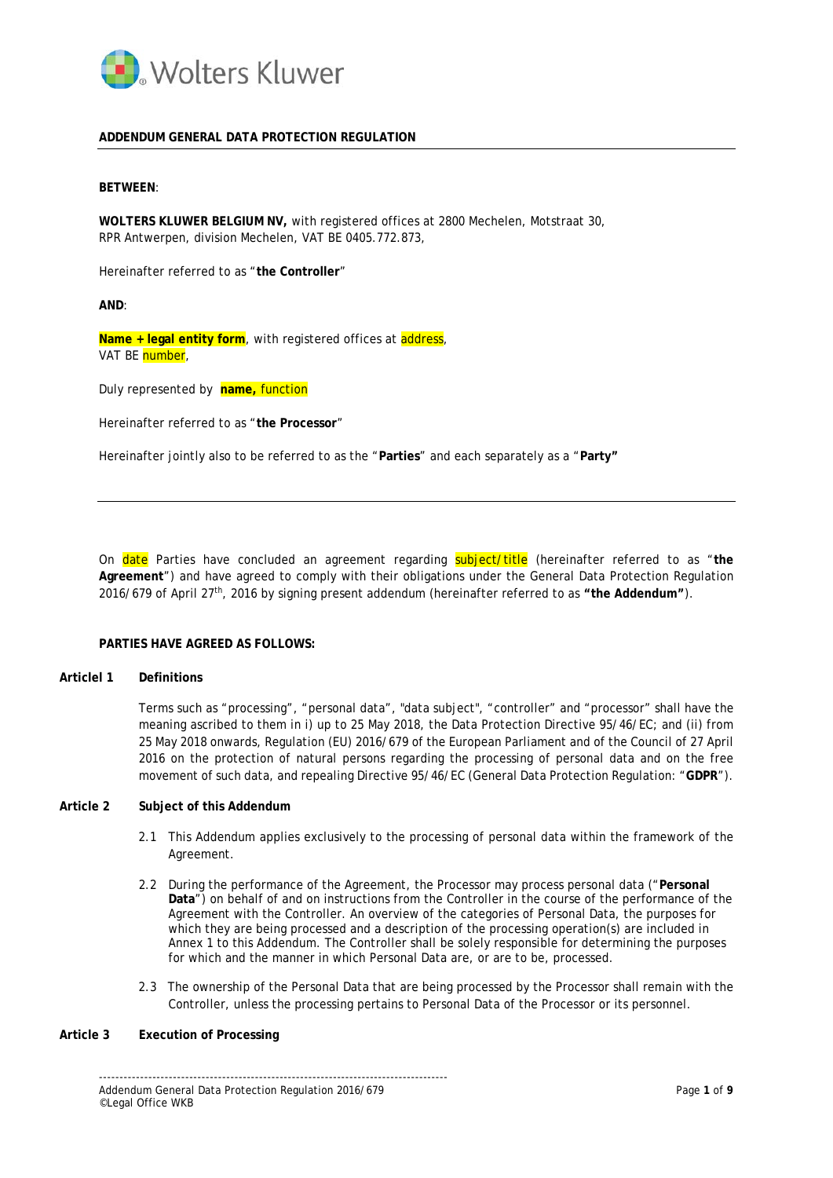**ADDENDUM GENERAL DATA PROTECTION REGULATION**

---

**BETWEEN**:

**WOLTERS KLUWER BELGIUM NV,** with registered offices at 2800 Mechelen, Motstraat 30, RPR Antwerpen, division Mechelen, VAT BE 0405.772.873,

Hereinafter referred to as "**the Controller**"

**AND**:

**Name + legal entity form**, with registered offices at address, VAT BE number,

Duly represented by **name,** function

Hereinafter referred to as "**the Processor**"

Hereinafter jointly also to be referred to as the "**Parties**" and each separately as a "**Party"**

---

On date Parties have concluded an agreement regarding subject/title (hereinafter referred to as "**the Agreement**") and have agreed to comply with their obligations under the General Data Protection Regulation 2016/679 of April 27th, 2016 by signing present addendum (hereinafter referred to as **"the Addendum"**).

**PARTIES HAVE AGREED AS FOLLOWS:**

**Articlel 1 Definitions**

Terms such as "processing", "personal data", "data subject", "controller" and "processor" shall have the meaning ascribed to them in i) up to 25 May 2018, the Data Protection Directive 95/46/EC; and (ii) from 25 May 2018 onwards, Regulation (EU) 2016/679 of the European Parliament and of the Council of 27 April 2016 on the protection of natural persons regarding the processing of personal data and on the free movement of such data, and repealing Directive 95/46/EC (General Data Protection Regulation: "**GDPR**").

**Article 2 Subject of this Addendum**

2.1 This Addendum applies exclusively to the processing of personal data within the framework of the Agreement.

2.2 During the performance of the Agreement, the Processor may process personal data ("**Personal Data**") on behalf of and on instructions from the Controller in the course of the performance of the Agreement with the Controller. An overview of the categories of Personal Data, the purposes for which they are being processed and a description of the processing operation(s) are included in Annex 1 to this Addendum. The Controller shall be solely responsible for determining the purposes for which and the manner in which Personal Data are, or are to be, processed.

2.3 The ownership of the Personal Data that are being processed by the Processor shall remain with the Controller, unless the processing pertains to Personal Data of the Processor or its personnel.

**Article 3 Execution of Processing**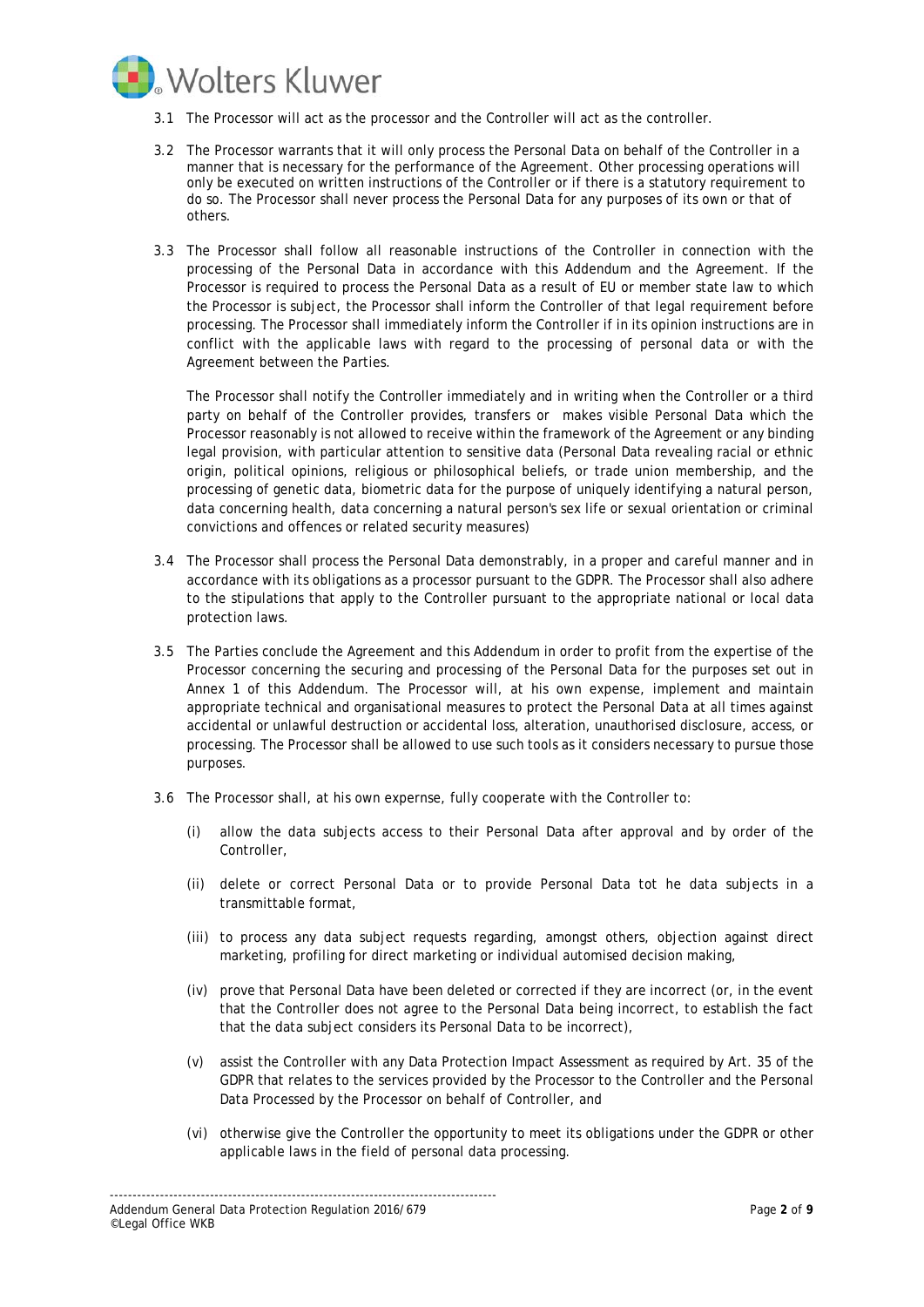3.1 The Processor will act as the processor and the Controller will act as the controller.

3.2 The Processor warrants that it will only process the Personal Data on behalf of the Controller in a manner that is necessary for the performance of the Agreement. Other processing operations will only be executed on written instructions of the Controller or if there is a statutory requirement to do so. The Processor shall never process the Personal Data for any purposes of its own or that of others.

3.3 The Processor shall follow all reasonable instructions of the Controller in connection with the processing of the Personal Data in accordance with this Addendum and the Agreement. If the Processor is required to process the Personal Data as a result of EU or member state law to which the Processor is subject, the Processor shall inform the Controller of that legal requirement before processing. The Processor shall immediately inform the Controller if in its opinion instructions are in conflict with the applicable laws with regard to the processing of personal data or with the Agreement between the Parties.

The Processor shall notify the Controller immediately and in writing when the Controller or a third party on behalf of the Controller provides, transfers or makes visible Personal Data which the Processor reasonably is not allowed to receive within the framework of the Agreement or any binding legal provision, with particular attention to sensitive data (Personal Data revealing racial or ethnic origin, political opinions, religious or philosophical beliefs, or trade union membership, and the processing of genetic data, biometric data for the purpose of uniquely identifying a natural person, data concerning health, data concerning a natural person's sex life or sexual orientation or criminal convictions and offences or related security measures)

3.4 The Processor shall process the Personal Data demonstrably, in a proper and careful manner and in accordance with its obligations as a processor pursuant to the GDPR. The Processor shall also adhere to the stipulations that apply to the Controller pursuant to the appropriate national or local data protection laws.

3.5 The Parties conclude the Agreement and this Addendum in order to profit from the expertise of the Processor concerning the securing and processing of the Personal Data for the purposes set out in Annex 1 of this Addendum. The Processor will, at his own expense, implement and maintain appropriate technical and organisational measures to protect the Personal Data at all times against accidental or unlawful destruction or accidental loss, alteration, unauthorised disclosure, access, or processing. The Processor shall be allowed to use such tools as it considers necessary to pursue those purposes.

3.6 The Processor shall, at his own expernse, fully cooperate with the Controller to:

(i) allow the data subjects access to their Personal Data after approval and by order of the Controller,

(ii) delete or correct Personal Data or to provide Personal Data tot he data subjects in a transmittable format,

(iii) to process any data subject requests regarding, amongst others, objection against direct marketing, profiling for direct marketing or individual automised decision making,

(iv) prove that Personal Data have been deleted or corrected if they are incorrect (or, in the event that the Controller does not agree to the Personal Data being incorrect, to establish the fact that the data subject considers its Personal Data to be incorrect),

(v) assist the Controller with any Data Protection Impact Assessment as required by Art. 35 of the GDPR that relates to the services provided by the Processor to the Controller and the Personal Data Processed by the Processor on behalf of Controller, and

(vi) otherwise give the Controller the opportunity to meet its obligations under the GDPR or other applicable laws in the field of personal data processing.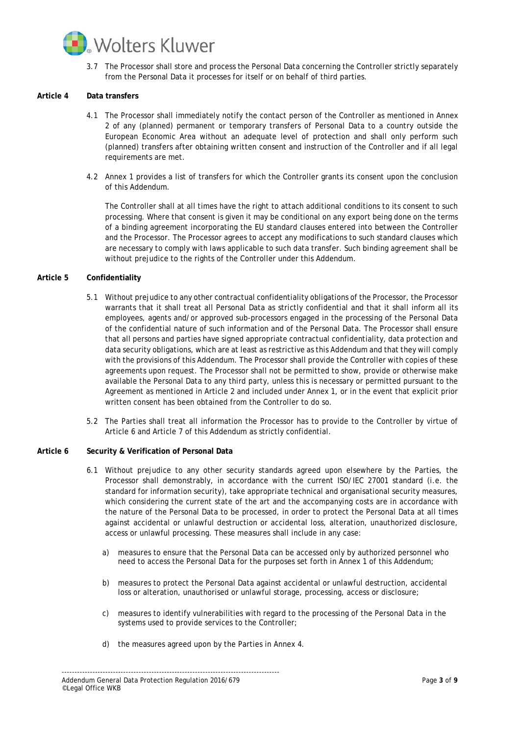3.7 The Processor shall store and process the Personal Data concerning the Controller strictly separately from the Personal Data it processes for itself or on behalf of third parties.

**Article 4 Data transfers**

4.1 The Processor shall immediately notify the contact person of the Controller as mentioned in Annex 2 of any (planned) permanent or temporary transfers of Personal Data to a country outside the European Economic Area without an adequate level of protection and shall only perform such (planned) transfers after obtaining written consent and instruction of the Controller and if all legal requirements are met.

4.2 Annex 1 provides a list of transfers for which the Controller grants its consent upon the conclusion of this Addendum.

The Controller shall at all times have the right to attach additional conditions to its consent to such processing. Where that consent is given it may be conditional on any export being done on the terms of a binding agreement incorporating the EU standard clauses entered into between the Controller and the Processor. The Processor agrees to accept any modifications to such standard clauses which are necessary to comply with laws applicable to such data transfer. Such binding agreement shall be without prejudice to the rights of the Controller under this Addendum.

**Article 5 Confidentiality**

5.1 Without prejudice to any other contractual confidentiality obligations of the Processor, the Processor warrants that it shall treat all Personal Data as strictly confidential and that it shall inform all its employees, agents and/or approved sub-processors engaged in the processing of the Personal Data of the confidential nature of such information and of the Personal Data. The Processor shall ensure that all persons and parties have signed appropriate contractual confidentiality, data protection and data security obligations, which are at least as restrictive as this Addendum and that they will comply with the provisions of this Addendum. The Processor shall provide the Controller with copies of these agreements upon request. The Processor shall not be permitted to show, provide or otherwise make available the Personal Data to any third party, unless this is necessary or permitted pursuant to the Agreement as mentioned in Article 2 and included under Annex 1, or in the event that explicit prior written consent has been obtained from the Controller to do so.

5.2 The Parties shall treat all information the Processor has to provide to the Controller by virtue of Article 6 and Article 7 of this Addendum as strictly confidential.

**Article 6 Security & Verification of Personal Data**

6.1 Without prejudice to any other security standards agreed upon elsewhere by the Parties, the Processor shall demonstrably, in accordance with the current ISO/IEC 27001 standard (i.e. the standard for information security), take appropriate technical and organisational security measures, which considering the current state of the art and the accompanying costs are in accordance with the nature of the Personal Data to be processed, in order to protect the Personal Data at all times against accidental or unlawful destruction or accidental loss, alteration, unauthorized disclosure, access or unlawful processing. These measures shall include in any case:

a) measures to ensure that the Personal Data can be accessed only by authorized personnel who need to access the Personal Data for the purposes set forth in Annex 1 of this Addendum;

b) measures to protect the Personal Data against accidental or unlawful destruction, accidental loss or alteration, unauthorised or unlawful storage, processing, access or disclosure;

c) measures to identify vulnerabilities with regard to the processing of the Personal Data in the systems used to provide services to the Controller;

d) the measures agreed upon by the Parties in Annex 4.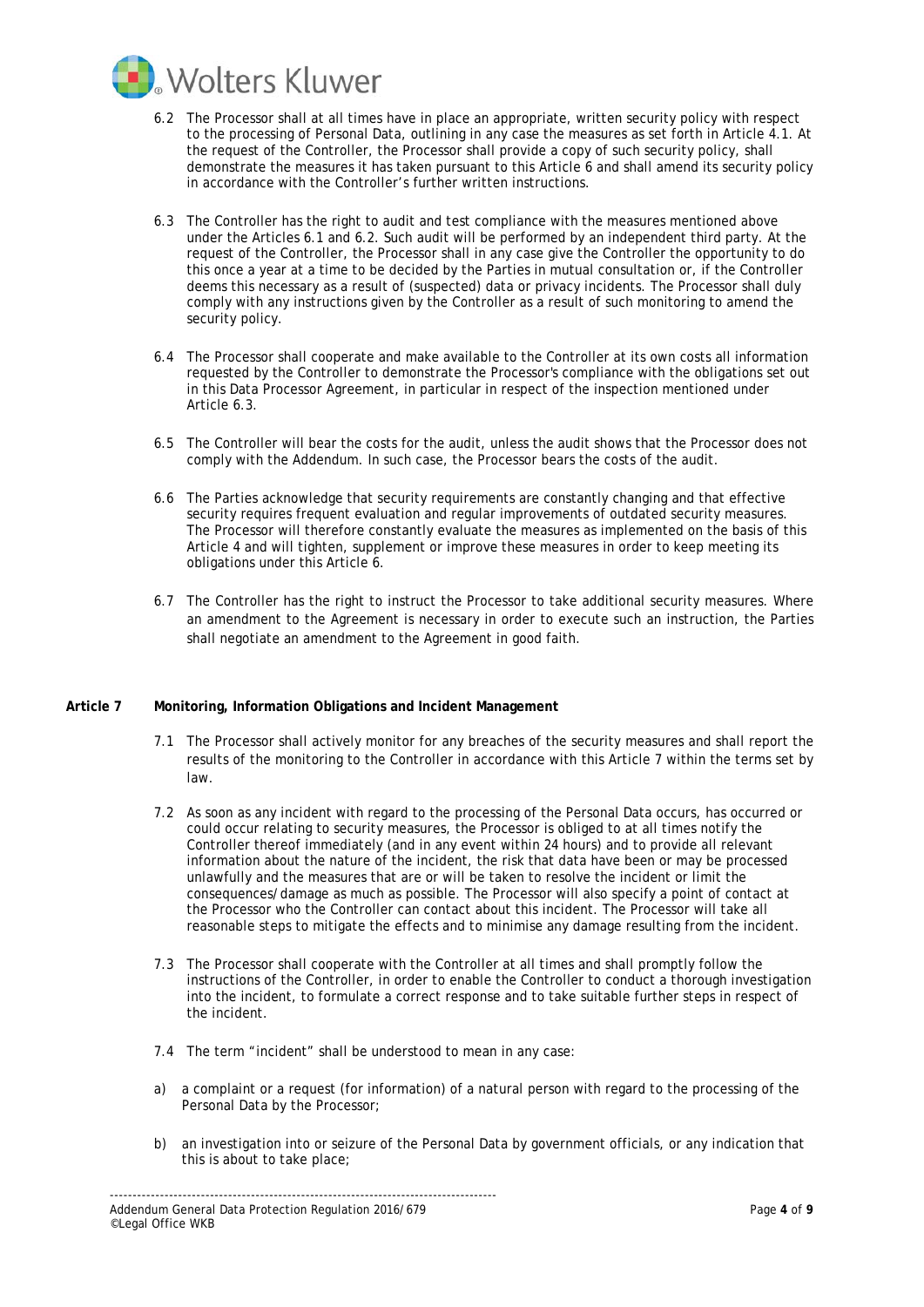6.2 The Processor shall at all times have in place an appropriate, written security policy with respect to the processing of Personal Data, outlining in any case the measures as set forth in Article 4.1. At the request of the Controller, the Processor shall provide a copy of such security policy, shall demonstrate the measures it has taken pursuant to this Article 6 and shall amend its security policy in accordance with the Controller's further written instructions.

6.3 The Controller has the right to audit and test compliance with the measures mentioned above under the Articles 6.1 and 6.2. Such audit will be performed by an independent third party. At the request of the Controller, the Processor shall in any case give the Controller the opportunity to do this once a year at a time to be decided by the Parties in mutual consultation or, if the Controller deems this necessary as a result of (suspected) data or privacy incidents. The Processor shall duly comply with any instructions given by the Controller as a result of such monitoring to amend the security policy.

6.4 The Processor shall cooperate and make available to the Controller at its own costs all information requested by the Controller to demonstrate the Processor's compliance with the obligations set out in this Data Processor Agreement, in particular in respect of the inspection mentioned under Article 6.3.

6.5 The Controller will bear the costs for the audit, unless the audit shows that the Processor does not comply with the Addendum. In such case, the Processor bears the costs of the audit.

6.6 The Parties acknowledge that security requirements are constantly changing and that effective security requires frequent evaluation and regular improvements of outdated security measures. The Processor will therefore constantly evaluate the measures as implemented on the basis of this Article 4 and will tighten, supplement or improve these measures in order to keep meeting its obligations under this Article 6.

6.7 The Controller has the right to instruct the Processor to take additional security measures. Where an amendment to the Agreement is necessary in order to execute such an instruction, the Parties shall negotiate an amendment to the Agreement in good faith.

## Article 7 Monitoring, Information Obligations and Incident Management

7.1 The Processor shall actively monitor for any breaches of the security measures and shall report the results of the monitoring to the Controller in accordance with this Article 7 within the terms set by law.

7.2 As soon as any incident with regard to the processing of the Personal Data occurs, has occurred or could occur relating to security measures, the Processor is obliged to at all times notify the Controller thereof immediately (and in any event within 24 hours) and to provide all relevant information about the nature of the incident, the risk that data have been or may be processed unlawfully and the measures that are or will be taken to resolve the incident or limit the consequences/damage as much as possible. The Processor will also specify a point of contact at the Processor who the Controller can contact about this incident. The Processor will take all reasonable steps to mitigate the effects and to minimise any damage resulting from the incident.

7.3 The Processor shall cooperate with the Controller at all times and shall promptly follow the instructions of the Controller, in order to enable the Controller to conduct a thorough investigation into the incident, to formulate a correct response and to take suitable further steps in respect of the incident.

7.4 The term "incident" shall be understood to mean in any case:

a) a complaint or a request (for information) of a natural person with regard to the processing of the Personal Data by the Processor;

b) an investigation into or seizure of the Personal Data by government officials, or any indication that this is about to take place;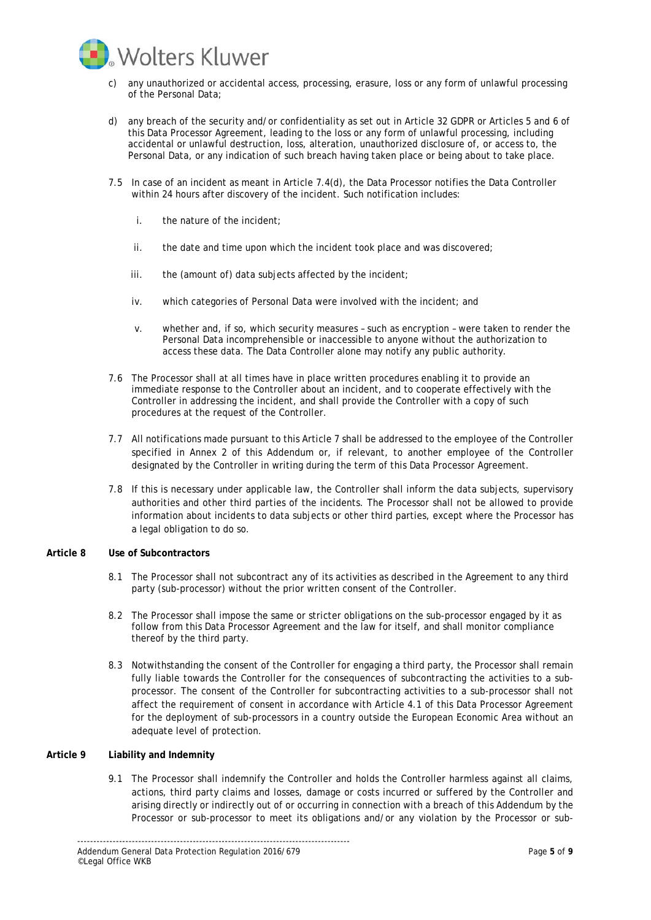c) any unauthorized or accidental access, processing, erasure, loss or any form of unlawful processing of the Personal Data;

d) any breach of the security and/or confidentiality as set out in Article 32 GDPR or Articles 5 and 6 of this Data Processor Agreement, leading to the loss or any form of unlawful processing, including accidental or unlawful destruction, loss, alteration, unauthorized disclosure of, or access to, the Personal Data, or any indication of such breach having taken place or being about to take place.

7.5 In case of an incident as meant in Article 7.4(d), the Data Processor notifies the Data Controller within 24 hours after discovery of the incident. Such notification includes:

i. the nature of the incident;

ii. the date and time upon which the incident took place and was discovered;

iii. the (amount of) data subjects affected by the incident;

iv. which categories of Personal Data were involved with the incident; and

v. whether and, if so, which security measures – such as encryption – were taken to render the Personal Data incomprehensible or inaccessible to anyone without the authorization to access these data. The Data Controller alone may notify any public authority.

7.6 The Processor shall at all times have in place written procedures enabling it to provide an immediate response to the Controller about an incident, and to cooperate effectively with the Controller in addressing the incident, and shall provide the Controller with a copy of such procedures at the request of the Controller.

7.7 All notifications made pursuant to this Article 7 shall be addressed to the employee of the Controller specified in Annex 2 of this Addendum or, if relevant, to another employee of the Controller designated by the Controller in writing during the term of this Data Processor Agreement.

7.8 If this is necessary under applicable law, the Controller shall inform the data subjects, supervisory authorities and other third parties of the incidents. The Processor shall not be allowed to provide information about incidents to data subjects or other third parties, except where the Processor has a legal obligation to do so.

**Article 8 Use of Subcontractors**

8.1 The Processor shall not subcontract any of its activities as described in the Agreement to any third party (sub-processor) without the prior written consent of the Controller.

8.2 The Processor shall impose the same or stricter obligations on the sub-processor engaged by it as follow from this Data Processor Agreement and the law for itself, and shall monitor compliance thereof by the third party.

8.3 Notwithstanding the consent of the Controller for engaging a third party, the Processor shall remain fully liable towards the Controller for the consequences of subcontracting the activities to a sub-processor. The consent of the Controller for subcontracting activities to a sub-processor shall not affect the requirement of consent in accordance with Article 4.1 of this Data Processor Agreement for the deployment of sub-processors in a country outside the European Economic Area without an adequate level of protection.

**Article 9 Liability and Indemnity**

9.1 The Processor shall indemnify the Controller and holds the Controller harmless against all claims, actions, third party claims and losses, damage or costs incurred or suffered by the Controller and arising directly or indirectly out of or occurring in connection with a breach of this Addendum by the Processor or sub-processor to meet its obligations and/or any violation by the Processor or sub-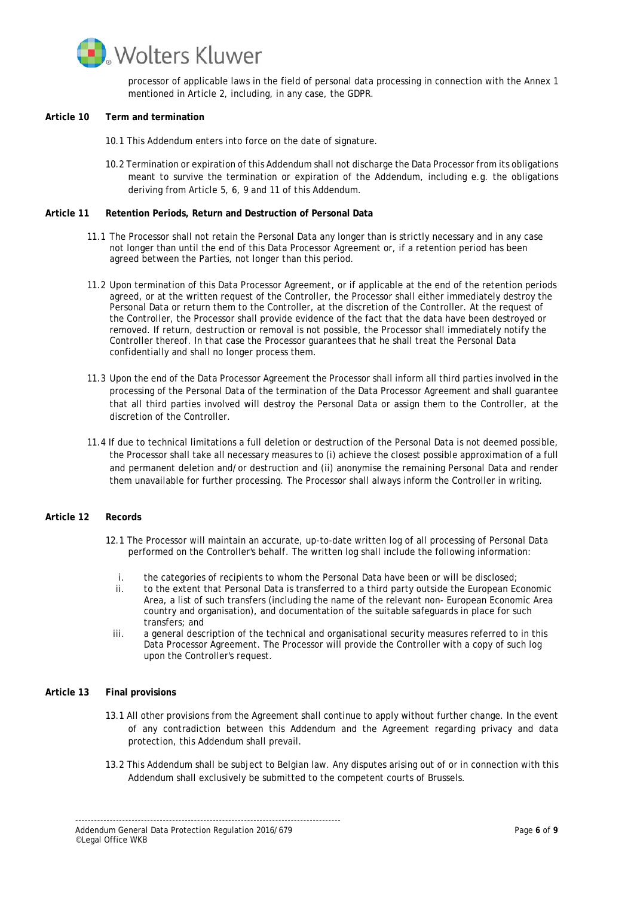processor of applicable laws in the field of personal data processing in connection with the Annex 1 mentioned in Article 2, including, in any case, the GDPR.

**Article 10 Term and termination**

10.1 This Addendum enters into force on the date of signature.

10.2 Termination or expiration of this Addendum shall not discharge the Data Processor from its obligations meant to survive the termination or expiration of the Addendum, including e.g. the obligations deriving from Article 5, 6, 9 and 11 of this Addendum.

**Article 11 Retention Periods, Return and Destruction of Personal Data**

11.1 The Processor shall not retain the Personal Data any longer than is strictly necessary and in any case not longer than until the end of this Data Processor Agreement or, if a retention period has been agreed between the Parties, not longer than this period.

11.2 Upon termination of this Data Processor Agreement, or if applicable at the end of the retention periods agreed, or at the written request of the Controller, the Processor shall either immediately destroy the Personal Data or return them to the Controller, at the discretion of the Controller. At the request of the Controller, the Processor shall provide evidence of the fact that the data have been destroyed or removed. If return, destruction or removal is not possible, the Processor shall immediately notify the Controller thereof. In that case the Processor guarantees that he shall treat the Personal Data confidentially and shall no longer process them.

11.3 Upon the end of the Data Processor Agreement the Processor shall inform all third parties involved in the processing of the Personal Data of the termination of the Data Processor Agreement and shall guarantee that all third parties involved will destroy the Personal Data or assign them to the Controller, at the discretion of the Controller.

11.4 If due to technical limitations a full deletion or destruction of the Personal Data is not deemed possible, the Processor shall take all necessary measures to (i) achieve the closest possible approximation of a full and permanent deletion and/or destruction and (ii) anonymise the remaining Personal Data and render them unavailable for further processing. The Processor shall always inform the Controller in writing.

**Article 12 Records**

12.1 The Processor will maintain an accurate, up-to-date written log of all processing of Personal Data performed on the Controller's behalf. The written log shall include the following information:

i. the categories of recipients to whom the Personal Data have been or will be disclosed;

ii. to the extent that Personal Data is transferred to a third party outside the European Economic Area, a list of such transfers (including the name of the relevant non- European Economic Area country and organisation), and documentation of the suitable safeguards in place for such transfers; and

iii. a general description of the technical and organisational security measures referred to in this Data Processor Agreement. The Processor will provide the Controller with a copy of such log upon the Controller's request.

**Article 13 Final provisions**

13.1 All other provisions from the Agreement shall continue to apply without further change. In the event of any contradiction between this Addendum and the Agreement regarding privacy and data protection, this Addendum shall prevail.

13.2 This Addendum shall be subject to Belgian law. Any disputes arising out of or in connection with this Addendum shall exclusively be submitted to the competent courts of Brussels.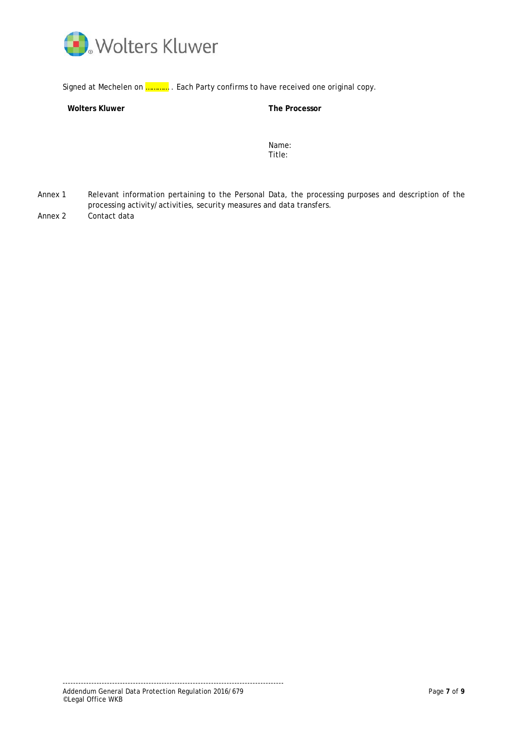Signed at Mechelen on ………… . Each Party confirms to have received one original copy.

| **Wolters Kluwer** | **The Processor** |
| --- | --- |
| | Name: |
| | Title: |

Annex 1 Relevant information pertaining to the Personal Data, the processing purposes and description of the processing activity/activities, security measures and data transfers.

Annex 2 Contact data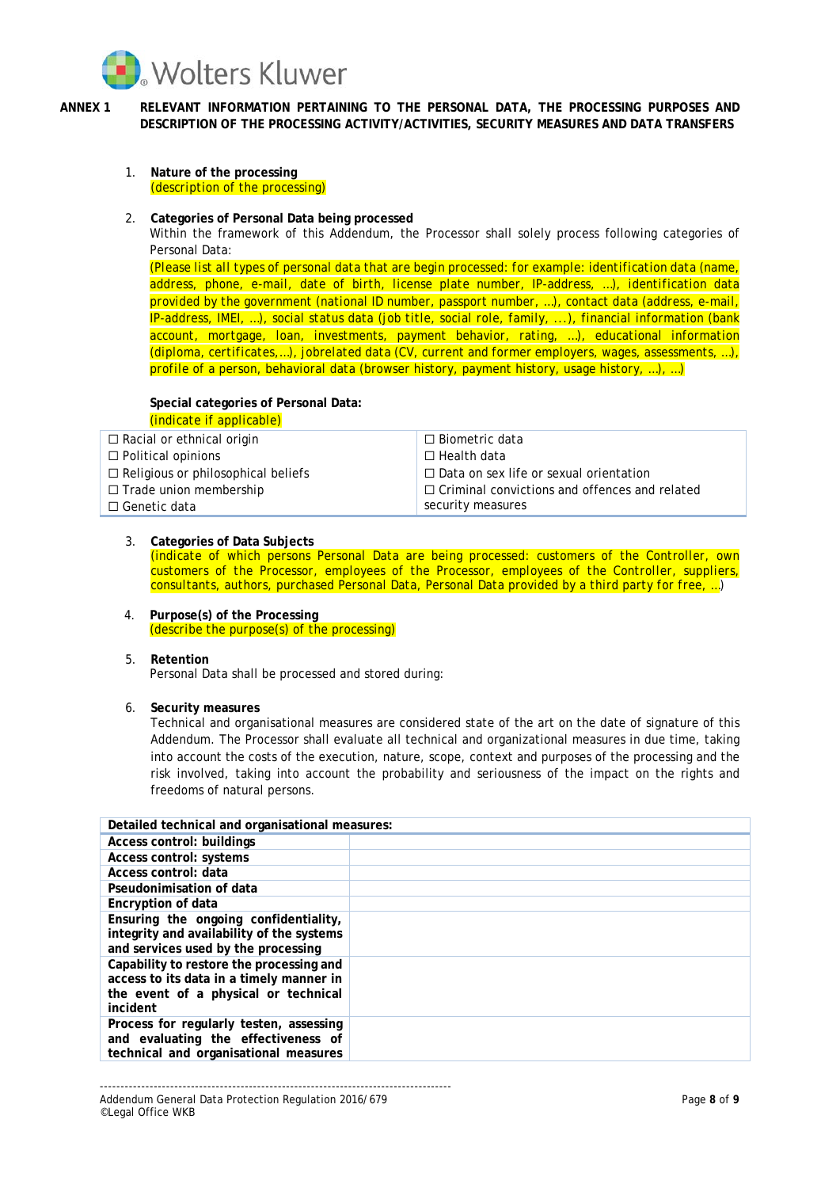**ANNEX 1 RELEVANT INFORMATION PERTAINING TO THE PERSONAL DATA, THE PROCESSING PURPOSES AND DESCRIPTION OF THE PROCESSING ACTIVITY/ACTIVITIES, SECURITY MEASURES AND DATA TRANSFERS**

1. **Nature of the processing**
   (description of the processing)

2. **Categories of Personal Data being processed**
   Within the framework of this Addendum, the Processor shall solely process following categories of Personal Data:
   (Please list all types of personal data that are begin processed: for example: identification data (name, address, phone, e-mail, date of birth, license plate number, IP-address, …), identification data provided by the government (national ID number, passport number, …), contact data (address, e-mail, IP-address, IMEI, …), social status data (job title, social role, family, ...), financial information (bank account, mortgage, loan, investments, payment behavior, rating, …), educational information (diploma, certificates,…), jobrelated data (CV, current and former employers, wages, assessments, …), profile of a person, behavioral data (browser history, payment history, usage history, …), …)

   **Special categories of Personal Data:**
   (indicate if applicable)

| | |
|---|---|
| ☐ Racial or ethnical origin<br>☐ Political opinions<br>☐ Religious or philosophical beliefs<br>☐ Trade union membership<br>☐ Genetic data | ☐ Biometric data<br>☐ Health data<br>☐ Data on sex life or sexual orientation<br>☐ Criminal convictions and offences and related security measures |

3. **Categories of Data Subjects**
   (indicate of which persons Personal Data are being processed: customers of the Controller, own customers of the Processor, employees of the Processor, employees of the Controller, suppliers, consultants, authors, purchased Personal Data, Personal Data provided by a third party for free, …)

4. **Purpose(s) of the Processing**
   (describe the purpose(s) of the processing)

5. **Retention**
   Personal Data shall be processed and stored during:

6. **Security measures**
   Technical and organisational measures are considered state of the art on the date of signature of this Addendum. The Processor shall evaluate all technical and organizational measures in due time, taking into account the costs of the execution, nature, scope, context and purposes of the processing and the risk involved, taking into account the probability and seriousness of the impact on the rights and freedoms of natural persons.

| **Detailed technical and organisational measures:** | |
|---|---|
| **Access control: buildings** | |
| **Access control: systems** | |
| **Access control: data** | |
| **Pseudonimisation of data** | |
| **Encryption of data** | |
| **Ensuring the ongoing confidentiality, integrity and availability of the systems and services used by the processing** | |
| **Capability to restore the processing and access to its data in a timely manner in the event of a physical or technical incident** | |
| **Process for regularly testen, assessing and evaluating the effectiveness of technical and organisational measures** | |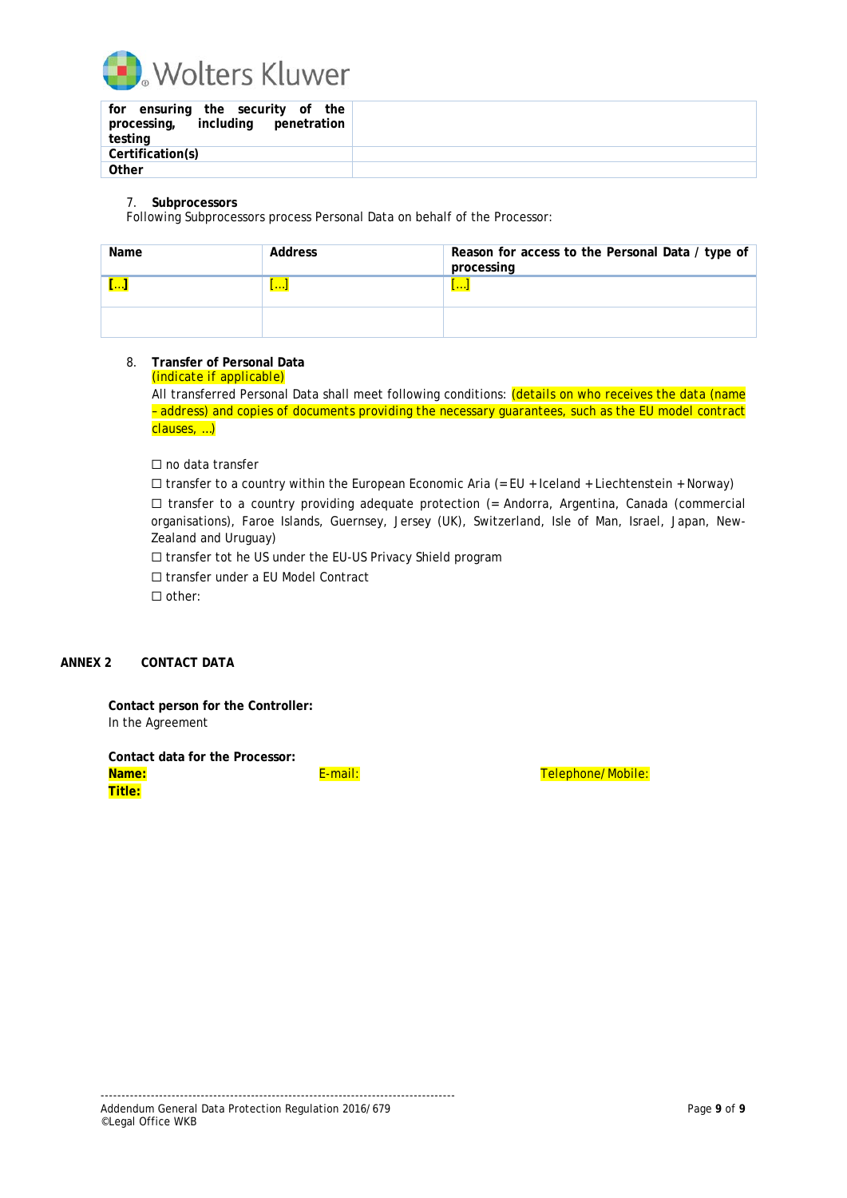| | |
|---|---|
| **for ensuring the security of the processing, including penetration testing** | |
| **Certification(s)** | |
| **Other** | |

7. **Subprocessors**

Following Subprocessors process Personal Data on behalf of the Processor:

| Name | Address | Reason for access to the Personal Data / type of processing |
|---|---|---|
| **[…]** | […] | […] |
| | | |

8. **Transfer of Personal Data**

(indicate if applicable)

All transferred Personal Data shall meet following conditions: (details on who receives the data (name – address) and copies of documents providing the necessary guarantees, such as the EU model contract clauses, …)

☐ no data transfer

☐ transfer to a country within the European Economic Aria (= EU + Iceland + Liechtenstein + Norway)

☐ transfer to a country providing adequate protection (= Andorra, Argentina, Canada (commercial organisations), Faroe Islands, Guernsey, Jersey (UK), Switzerland, Isle of Man, Israel, Japan, New-Zealand and Uruguay)

☐ transfer tot he US under the EU-US Privacy Shield program

☐ transfer under a EU Model Contract

☐ other:

## ANNEX 2 CONTACT DATA

**Contact person for the Controller:**
In the Agreement

**Contact data for the Processor:**

**Name:** E-mail: Telephone/Mobile:

**Title:**